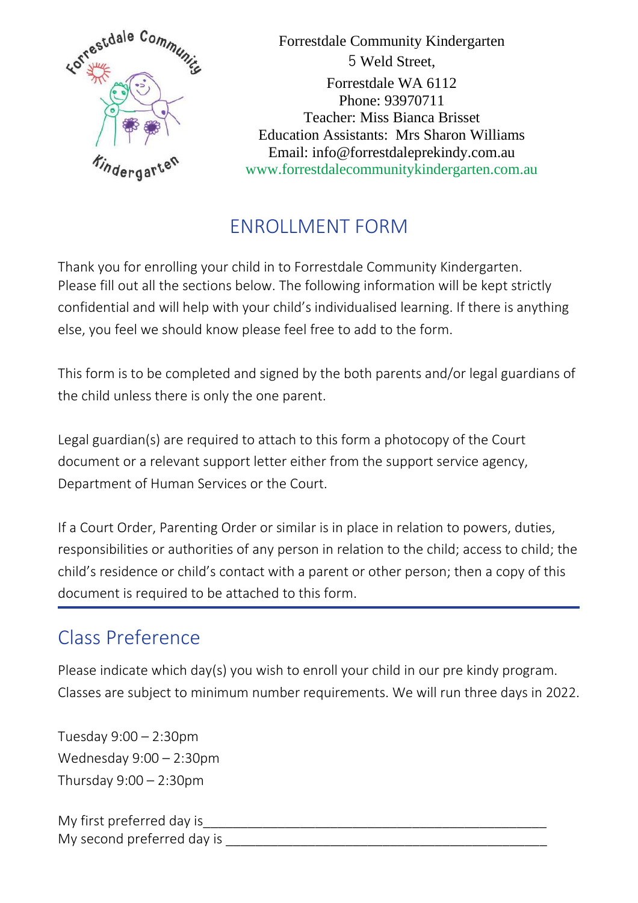Forrestdale Community Kindergarten
5 Weld Street,
Forrestdale WA 6112
Phone: 93970711
Teacher: Miss Bianca Brisset
Education Assistants: Mrs Sharon Williams
Email: info@forrestdaleprekindy.com.au
www.forrestdalecommunitykindergarten.com.au

# ENROLLMENT FORM

Thank you for enrolling your child in to Forrestdale Community Kindergarten. Please fill out all the sections below. The following information will be kept strictly confidential and will help with your child's individualised learning. If there is anything else, you feel we should know please feel free to add to the form.

This form is to be completed and signed by the both parents and/or legal guardians of the child unless there is only the one parent.

Legal guardian(s) are required to attach to this form a photocopy of the Court document or a relevant support letter either from the support service agency, Department of Human Services or the Court.

If a Court Order, Parenting Order or similar is in place in relation to powers, duties, responsibilities or authorities of any person in relation to the child; access to child; the child's residence or child's contact with a parent or other person; then a copy of this document is required to be attached to this form.

## Class Preference

Please indicate which day(s) you wish to enroll your child in our pre kindy program. Classes are subject to minimum number requirements. We will run three days in 2022.

Tuesday 9:00 – 2:30pm
Wednesday 9:00 – 2:30pm
Thursday 9:00 – 2:30pm

My first preferred day is_______________________________________________
My second preferred day is _____________________________________________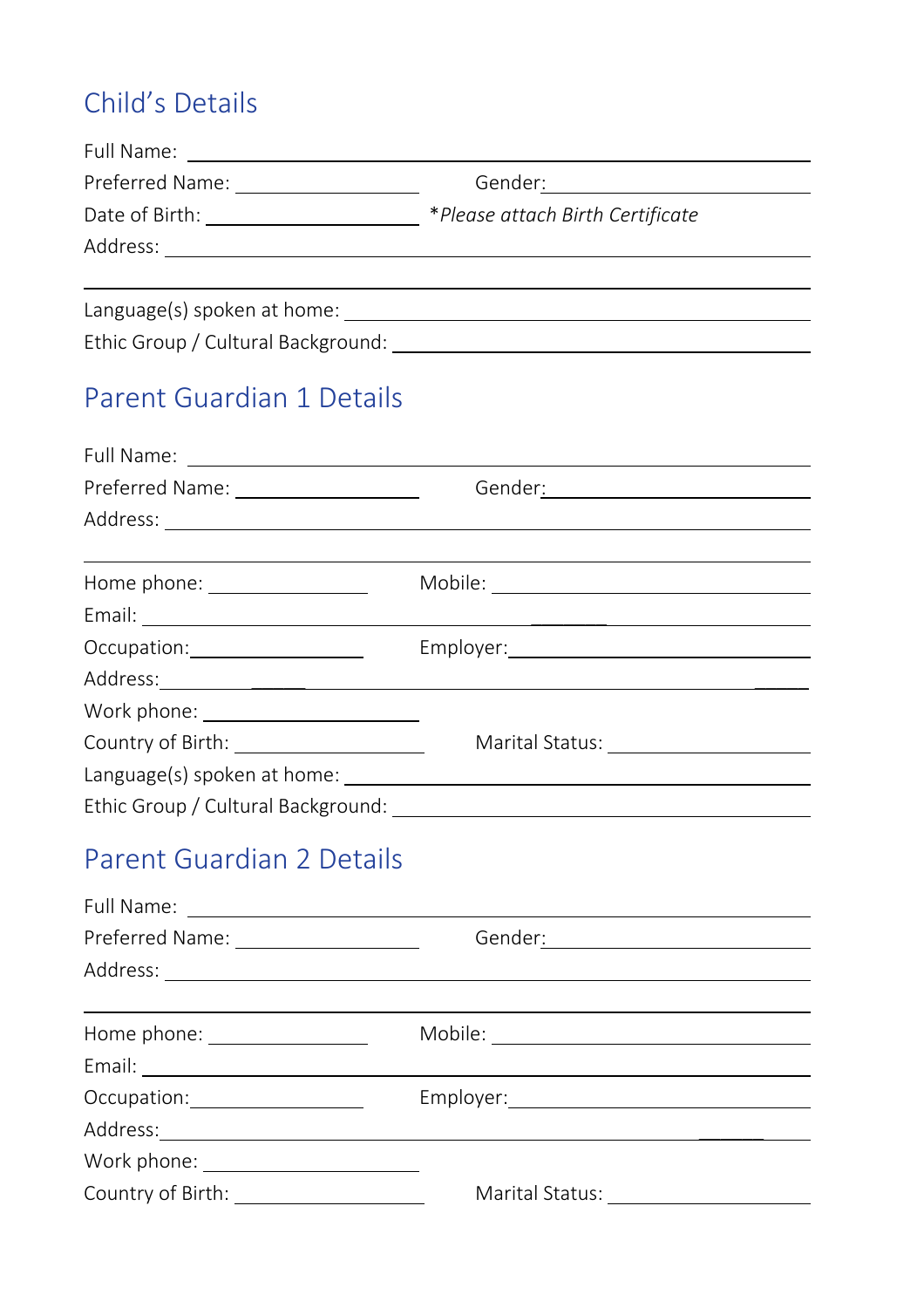## Child's Details

Full Name: ______________________________________________

Preferred Name: ________________ Gender: ____________________

Date of Birth: ________________ **Please attach Birth Certificate*

Address: ______________________________________________

______________________________________________

Language(s) spoken at home: ______________________________

Ethic Group / Cultural Background: __________________________

## Parent Guardian 1 Details

Full Name: ______________________________________________

Preferred Name: ________________ Gender: ____________________

Address: ______________________________________________

______________________________________________

Home phone: ______________ Mobile: ______________________

Email: ______________________________________________

Occupation: ______________ Employer: ____________________

Address: ______________________________________________

Work phone: ________________

Country of Birth: ________________ Marital Status: ______________

Language(s) spoken at home: ______________________________

Ethic Group / Cultural Background: __________________________

## Parent Guardian 2 Details

Full Name: ______________________________________________

Preferred Name: ________________ Gender: ____________________

Address: ______________________________________________

______________________________________________

Home phone: ______________ Mobile: ______________________

Email: ______________________________________________

Occupation: ______________ Employer: ____________________

Address: ______________________________________________

Work phone: ________________

Country of Birth: ________________ Marital Status: ______________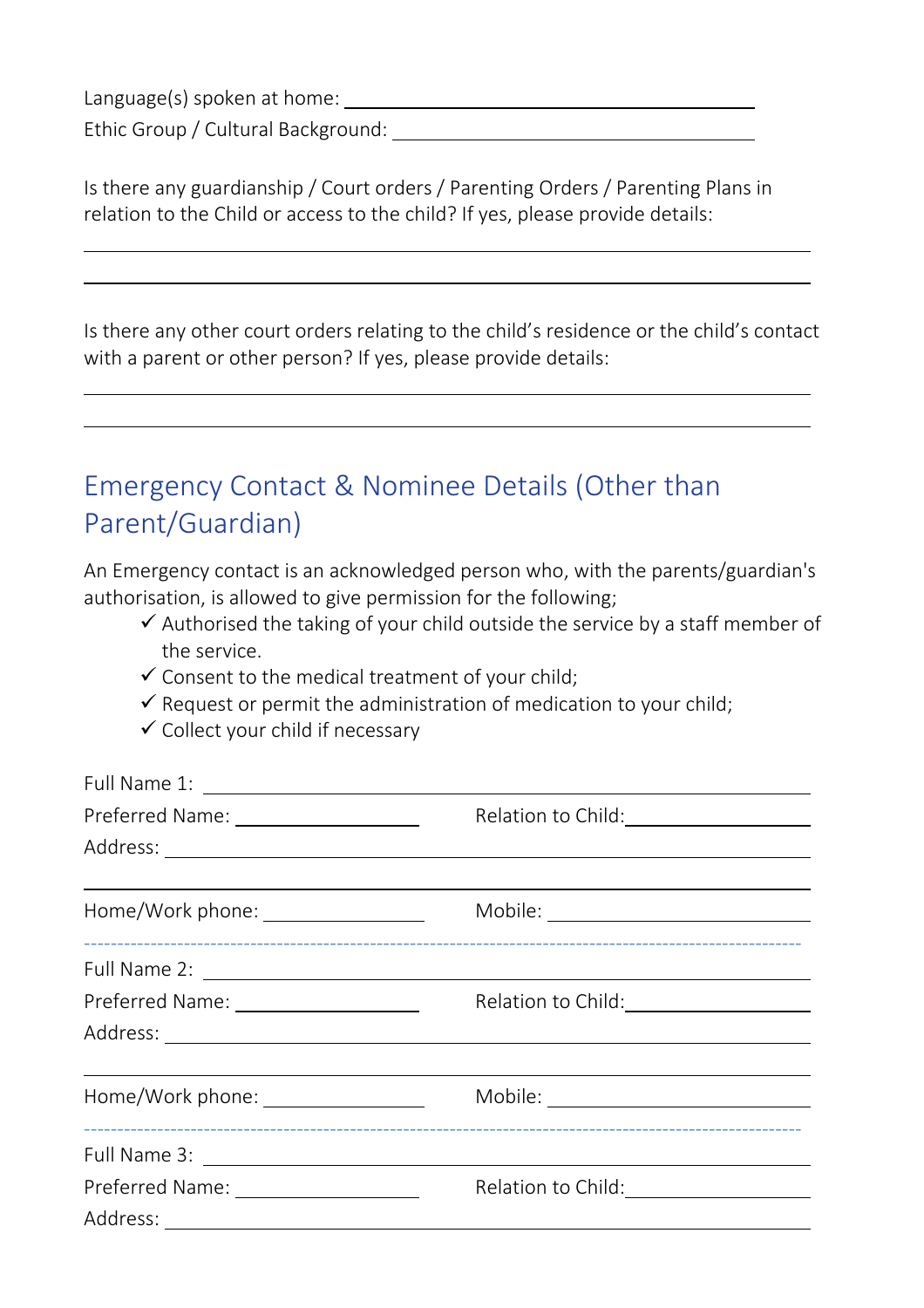Language(s) spoken at home: ______________________________

Ethic Group / Cultural Background: ______________________________

Is there any guardianship / Court orders / Parenting Orders / Parenting Plans in relation to the Child or access to the child? If yes, please provide details:

______________________________________________________________

______________________________________________________________

Is there any other court orders relating to the child's residence or the child's contact with a parent or other person? If yes, please provide details:

______________________________________________________________

______________________________________________________________

## Emergency Contact & Nominee Details (Other than Parent/Guardian)

An Emergency contact is an acknowledged person who, with the parents/guardian's authorisation, is allowed to give permission for the following;

- ✓ Authorised the taking of your child outside the service by a staff member of the service.
- ✓ Consent to the medical treatment of your child;
- ✓ Request or permit the administration of medication to your child;
- ✓ Collect your child if necessary

Full Name 1: ______________________________

Preferred Name: ______________ Relation to Child: ______________

Address: ______________________________

______________________________________________________________

Home/Work phone: ______________ Mobile: ______________

---

Full Name 2: ______________________________

Preferred Name: ______________ Relation to Child: ______________

Address: ______________________________

______________________________________________________________

Home/Work phone: ______________ Mobile: ______________

---

Full Name 3: ______________________________

Preferred Name: ______________ Relation to Child: ______________

Address: ______________________________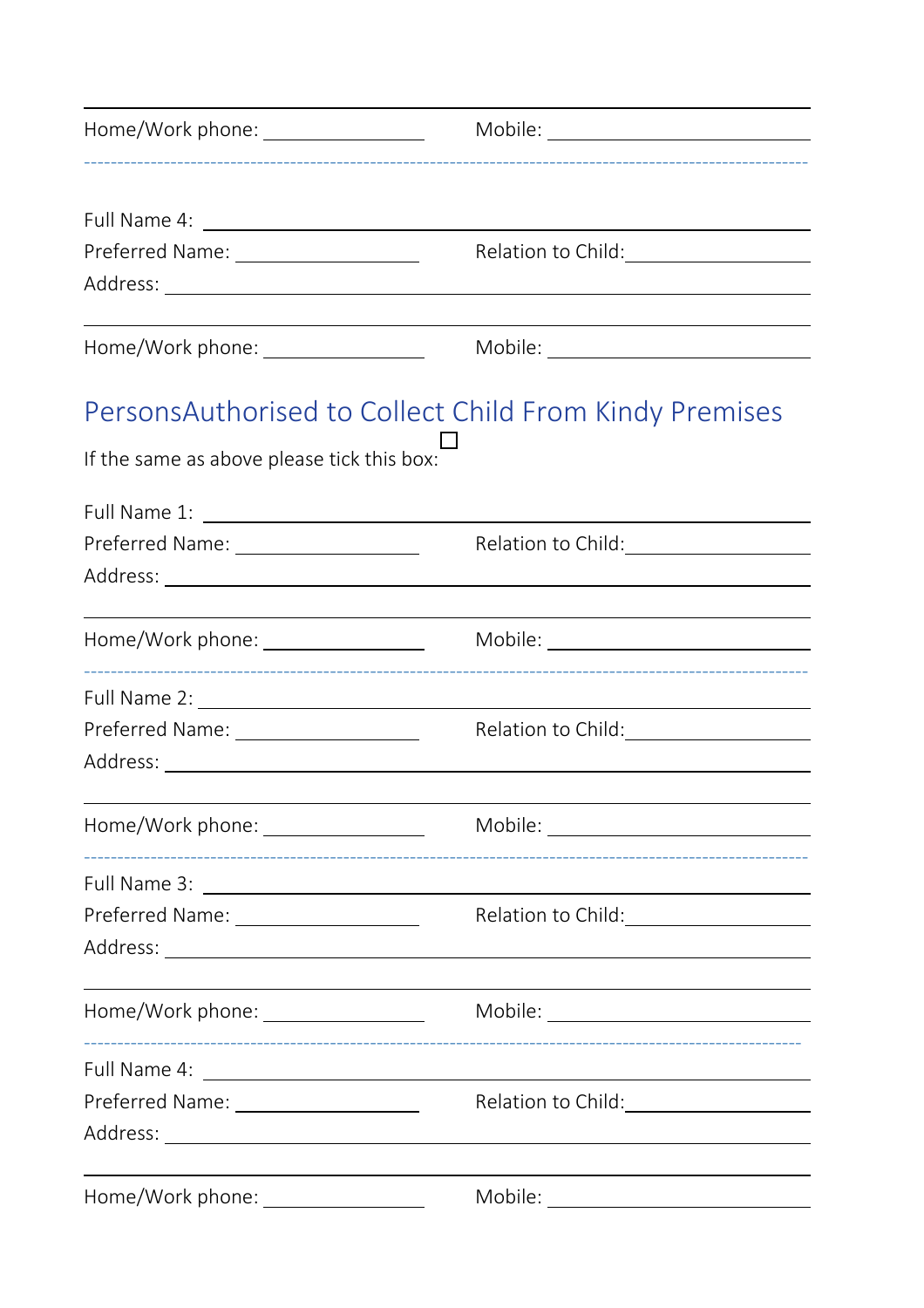Home/Work phone: ________________ Mobile: ________________

---

Full Name 4: ________________________________________

Preferred Name: ________________ Relation to Child: ________________

Address: ________________________________________

________________________________________

Home/Work phone: ________________ Mobile: ________________

## PersonsAuthorised to Collect Child From Kindy Premises

If the same as above please tick this box: ☐

Full Name 1: ________________________________________

Preferred Name: ________________ Relation to Child: ________________

Address: ________________________________________

________________________________________

Home/Work phone: ________________ Mobile: ________________

---

Full Name 2: ________________________________________

Preferred Name: ________________ Relation to Child: ________________

Address: ________________________________________

________________________________________

Home/Work phone: ________________ Mobile: ________________

---

Full Name 3: ________________________________________

Preferred Name: ________________ Relation to Child: ________________

Address: ________________________________________

________________________________________

Home/Work phone: ________________ Mobile: ________________

---

Full Name 4: ________________________________________

Preferred Name: ________________ Relation to Child: ________________

Address: ________________________________________

________________________________________

Home/Work phone: ________________ Mobile: ________________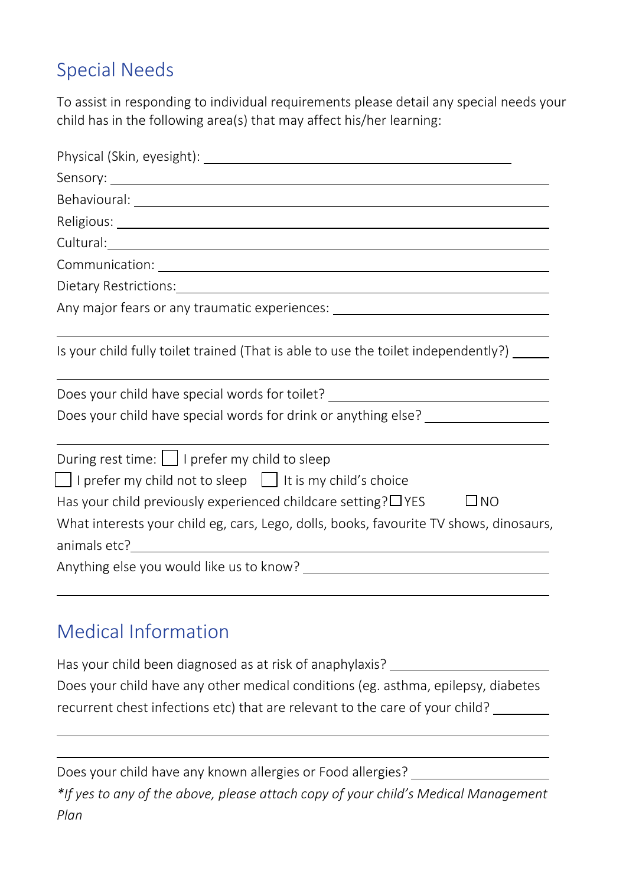## Special Needs

To assist in responding to individual requirements please detail any special needs your child has in the following area(s) that may affect his/her learning:

Physical (Skin, eyesight): ___________________________________________

Sensory: ___________________________________________

Behavioural: ___________________________________________

Religious: ___________________________________________

Cultural: ___________________________________________

Communication: ___________________________________________

Dietary Restrictions: ___________________________________________

Any major fears or any traumatic experiences: ___________________________________________

___________________________________________

Is your child fully toilet trained (That is able to use the toilet independently?) _____

___________________________________________

Does your child have special words for toilet? ___________________________________________

Does your child have special words for drink or anything else? ___________________________________________

___________________________________________

During rest time: ☐ I prefer my child to sleep

☐ I prefer my child not to sleep ☐ It is my child's choice

Has your child previously experienced childcare setting? ☐ YES ☐ NO

What interests your child eg, cars, Lego, dolls, books, favourite TV shows, dinosaurs, animals etc? ___________________________________________

Anything else you would like us to know? ___________________________________________

___________________________________________

## Medical Information

Has your child been diagnosed as at risk of anaphylaxis? ___________________________________________

Does your child have any other medical conditions (eg. asthma, epilepsy, diabetes recurrent chest infections etc) that are relevant to the care of your child? ________

___________________________________________

___________________________________________

Does your child have any known allergies or Food allergies? ___________________________________________

*If yes to any of the above, please attach copy of your child's Medical Management Plan*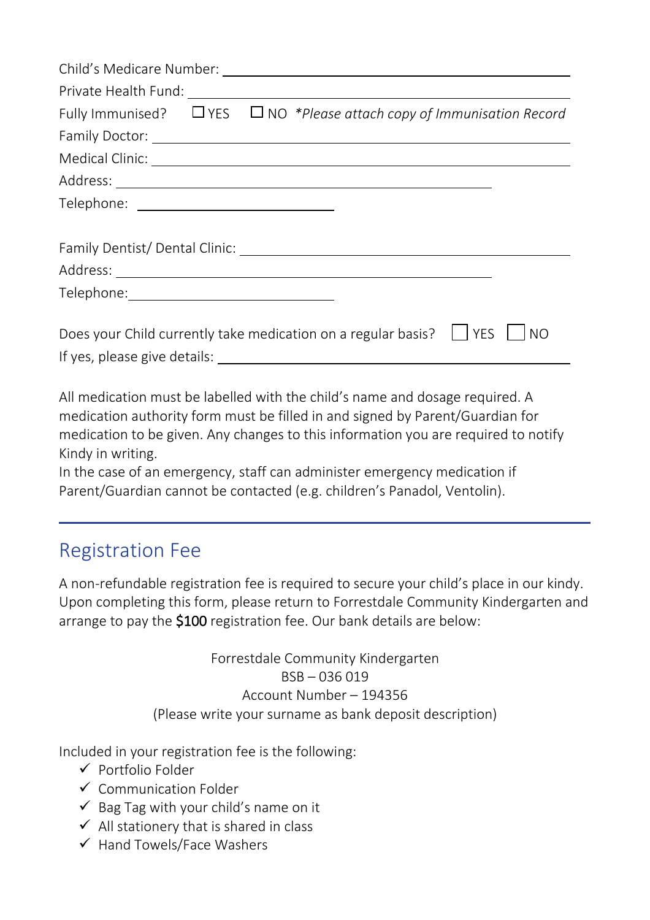Child's Medicare Number: \_\_\_\_\_\_\_\_\_\_\_\_\_\_\_\_\_\_\_\_\_\_\_\_\_\_\_\_\_\_\_\_\_\_\_\_\_\_\_\_

Private Health Fund: \_\_\_\_\_\_\_\_\_\_\_\_\_\_\_\_\_\_\_\_\_\_\_\_\_\_\_\_\_\_\_\_\_\_\_\_\_\_\_\_\_\_

Fully Immunised? ☐ YES ☐ NO *\*Please attach copy of Immunisation Record*

Family Doctor: \_\_\_\_\_\_\_\_\_\_\_\_\_\_\_\_\_\_\_\_\_\_\_\_\_\_\_\_\_\_\_\_\_\_\_\_\_\_\_\_\_\_\_\_\_\_

Medical Clinic: \_\_\_\_\_\_\_\_\_\_\_\_\_\_\_\_\_\_\_\_\_\_\_\_\_\_\_\_\_\_\_\_\_\_\_\_\_\_\_\_\_\_\_\_\_

Address: \_\_\_\_\_\_\_\_\_\_\_\_\_\_\_\_\_\_\_\_\_\_\_\_\_\_\_\_\_\_\_\_\_\_\_\_\_\_\_\_\_\_

Telephone: \_\_\_\_\_\_\_\_\_\_\_\_\_\_\_\_\_\_\_\_\_\_

Family Dentist/ Dental Clinic: \_\_\_\_\_\_\_\_\_\_\_\_\_\_\_\_\_\_\_\_\_\_\_\_\_\_\_\_\_\_\_\_\_\_\_\_

Address: \_\_\_\_\_\_\_\_\_\_\_\_\_\_\_\_\_\_\_\_\_\_\_\_\_\_\_\_\_\_\_\_\_\_\_\_\_\_\_\_\_\_

Telephone: \_\_\_\_\_\_\_\_\_\_\_\_\_\_\_\_\_\_\_\_\_\_

Does your Child currently take medication on a regular basis? ☐ YES ☐ NO

If yes, please give details: \_\_\_\_\_\_\_\_\_\_\_\_\_\_\_\_\_\_\_\_\_\_\_\_\_\_\_\_\_\_\_\_\_\_\_\_\_\_\_\_\_\_

All medication must be labelled with the child's name and dosage required. A medication authority form must be filled in and signed by Parent/Guardian for medication to be given. Any changes to this information you are required to notify Kindy in writing.
In the case of an emergency, staff can administer emergency medication if Parent/Guardian cannot be contacted (e.g. children's Panadol, Ventolin).

---

## Registration Fee

A non-refundable registration fee is required to secure your child's place in our kindy. Upon completing this form, please return to Forrestdale Community Kindergarten and arrange to pay the $100 registration fee. Our bank details are below:

Forrestdale Community Kindergarten
BSB – 036 019
Account Number – 194356
(Please write your surname as bank deposit description)

Included in your registration fee is the following:

- ✓ Portfolio Folder
- ✓ Communication Folder
- ✓ Bag Tag with your child's name on it
- ✓ All stationery that is shared in class
- ✓ Hand Towels/Face Washers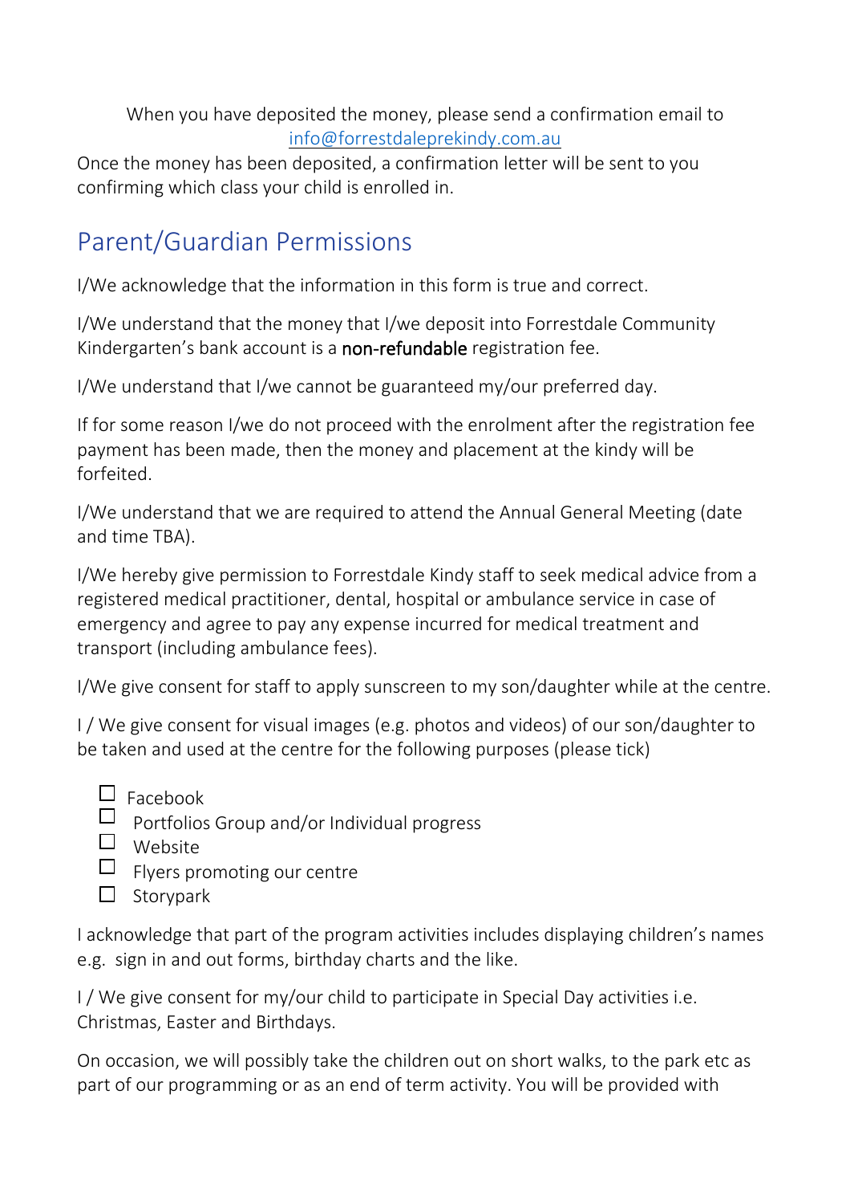When you have deposited the money, please send a confirmation email to info@forrestdaleprekindy.com.au

Once the money has been deposited, a confirmation letter will be sent to you confirming which class your child is enrolled in.

## Parent/Guardian Permissions

I/We acknowledge that the information in this form is true and correct.

I/We understand that the money that I/we deposit into Forrestdale Community Kindergarten's bank account is a non-refundable registration fee.

I/We understand that I/we cannot be guaranteed my/our preferred day.

If for some reason I/we do not proceed with the enrolment after the registration fee payment has been made, then the money and placement at the kindy will be forfeited.

I/We understand that we are required to attend the Annual General Meeting (date and time TBA).

I/We hereby give permission to Forrestdale Kindy staff to seek medical advice from a registered medical practitioner, dental, hospital or ambulance service in case of emergency and agree to pay any expense incurred for medical treatment and transport (including ambulance fees).

I/We give consent for staff to apply sunscreen to my son/daughter while at the centre.

I / We give consent for visual images (e.g. photos and videos) of our son/daughter to be taken and used at the centre for the following purposes (please tick)

- ☐ Facebook
- ☐ Portfolios Group and/or Individual progress
- ☐ Website
- ☐ Flyers promoting our centre
- ☐ Storypark

I acknowledge that part of the program activities includes displaying children's names e.g. sign in and out forms, birthday charts and the like.

I / We give consent for my/our child to participate in Special Day activities i.e. Christmas, Easter and Birthdays.

On occasion, we will possibly take the children out on short walks, to the park etc as part of our programming or as an end of term activity. You will be provided with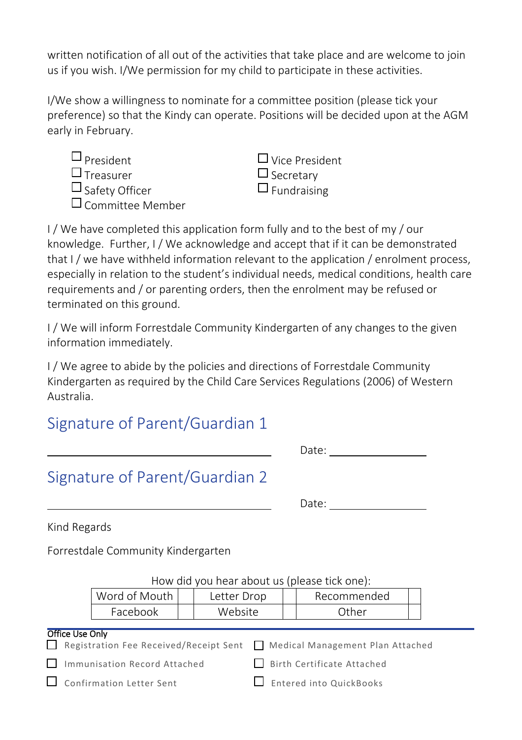written notification of all out of the activities that take place and are welcome to join us if you wish. I/We permission for my child to participate in these activities.

I/We show a willingness to nominate for a committee position (please tick your preference) so that the Kindy can operate. Positions will be decided upon at the AGM early in February.

- ☐ President
- ☐ Vice President
- ☐ Treasurer
- ☐ Secretary
- ☐ Safety Officer
- ☐ Fundraising
- ☐ Committee Member

I / We have completed this application form fully and to the best of my / our knowledge. Further, I / We acknowledge and accept that if it can be demonstrated that I / we have withheld information relevant to the application / enrolment process, especially in relation to the student's individual needs, medical conditions, health care requirements and / or parenting orders, then the enrolment may be refused or terminated on this ground.

I / We will inform Forrestdale Community Kindergarten of any changes to the given information immediately.

I / We agree to abide by the policies and directions of Forrestdale Community Kindergarten as required by the Child Care Services Regulations (2006) of Western Australia.

## Signature of Parent/Guardian 1

______________________________ Date: ______________

## Signature of Parent/Guardian 2

______________________________ Date: ______________

Kind Regards

Forrestdale Community Kindergarten

How did you hear about us (please tick one):

| | | | | | |
|---|---|---|---|---|---|
| Word of Mouth | | Letter Drop | | Recommended | |
| Facebook | | Website | | Other | |

Office Use Only

- ☐ Registration Fee Received/Receipt Sent
- ☐ Medical Management Plan Attached
- ☐ Immunisation Record Attached
- ☐ Birth Certificate Attached
- ☐ Confirmation Letter Sent
- ☐ Entered into QuickBooks